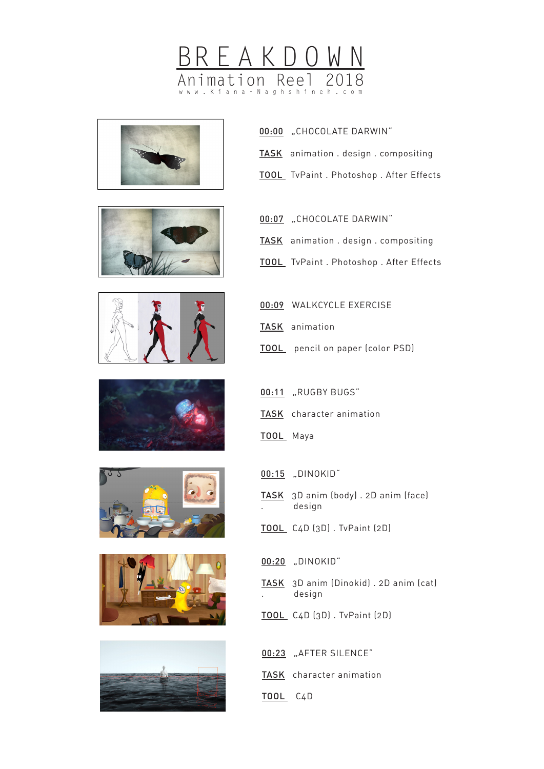# BREAKDOWN

## Animation Reel 2018

www.Kiana-Naghshineh.com

**00:00** „CHOCOLATE DARWIN"

**TASK** animation . design . compositing

**TOOL** TvPaint . Photoshop . After Effects

**00:07** „CHOCOLATE DARWIN"

**TASK** animation . design . compositing

**TOOL** TvPaint . Photoshop . After Effects

**00:09** WALKCYCLE EXERCISE

**TASK** animation

**TOOL** pencil on paper (color PSD)

**00:11** „RUGBY BUGS"

**TASK** character animation

**TOOL** Maya

**00:15** „DINOKID"

**TASK** 3D anim (body) . 2D anim (face) . design

**TOOL** C4D (3D) . TvPaint (2D)

**00:20** „DINOKID"

**TASK** 3D anim (Dinokid) . 2D anim (cat) . design

**TOOL** C4D (3D) . TvPaint (2D)

**00:23** „AFTER SILENCE"

**TASK** character animation

**TOOL** C4D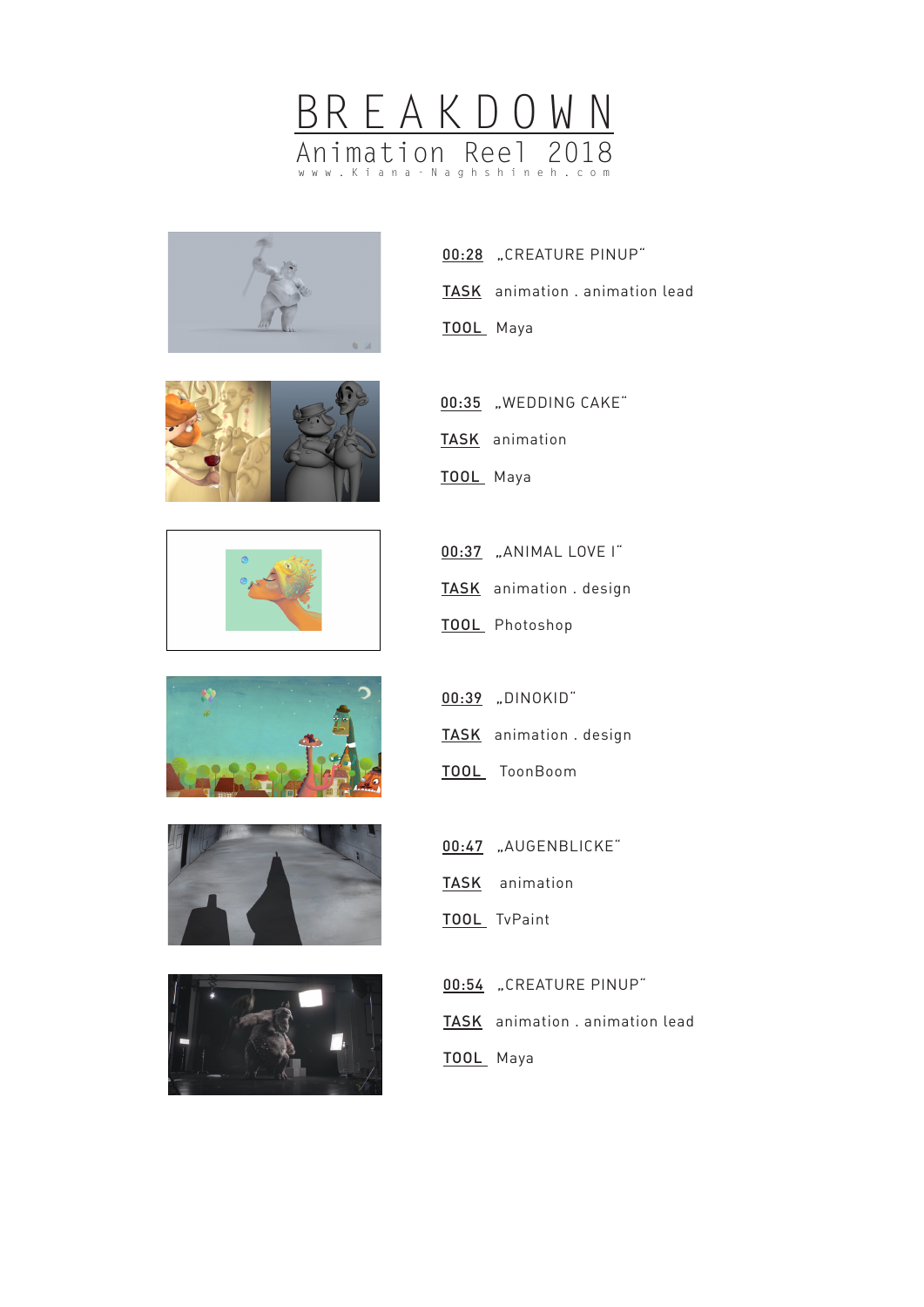# BREAKDOWN

## Animation Reel 2018

www.Kiana-Naghshineh.com

00:28 „CREATURE PINUP"

TASK animation . animation lead

TOOL Maya

00:35 „WEDDING CAKE"

TASK animation

TOOL Maya

00:37 „ANIMAL LOVE I"

TASK animation . design

TOOL Photoshop

00:39 „DINOKID"

TASK animation . design

TOOL ToonBoom

00:47 „AUGENBLICKE"

TASK animation

TOOL TvPaint

00:54 „CREATURE PINUP"

TASK animation . animation lead

TOOL Maya